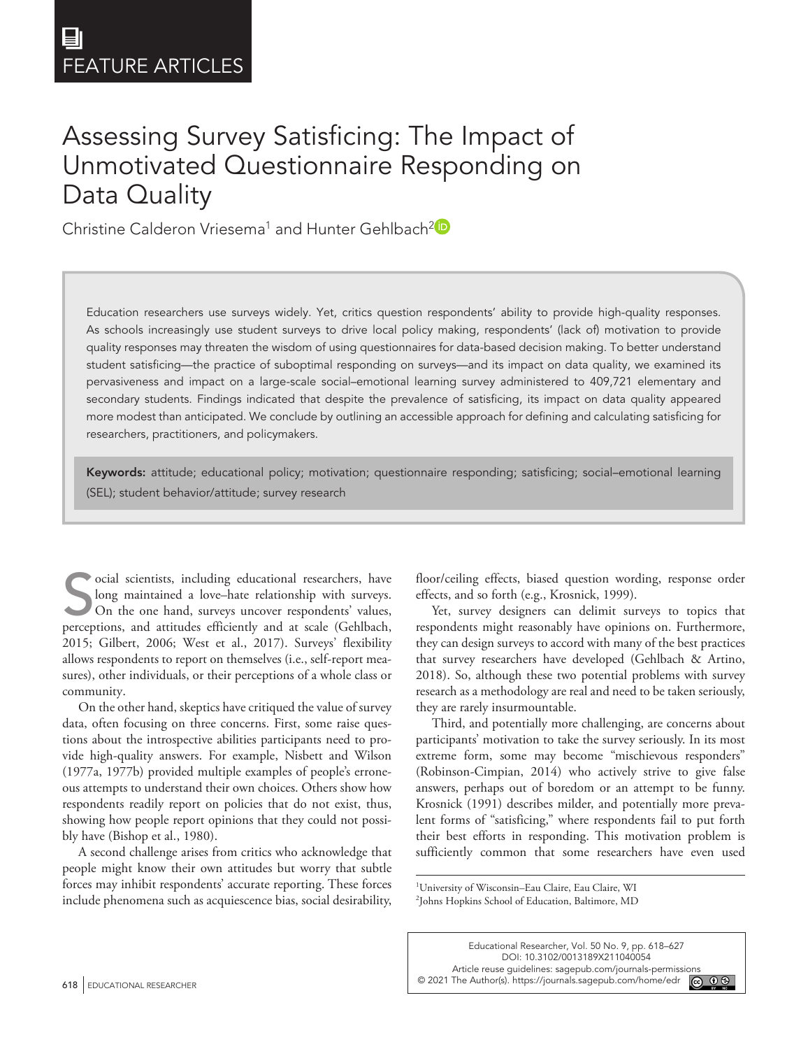FEATURE ARTICLES

# Assessing Survey Satisficing: The Impact of Unmotivated Questionnaire Responding on Data Quality

Christine Calderon Vriesema[1] and Hunter Gehlbach[2]

Education researchers use surveys widely. Yet, critics question respondents' ability to provide high-quality responses. As schools increasingly use student surveys to drive local policy making, respondents' (lack of) motivation to provide quality responses may threaten the wisdom of using questionnaires for data-based decision making. To better understand student satisficing—the practice of suboptimal responding on surveys—and its impact on data quality, we examined its pervasiveness and impact on a large-scale social–emotional learning survey administered to 409,721 elementary and secondary students. Findings indicated that despite the prevalence of satisficing, its impact on data quality appeared more modest than anticipated. We conclude by outlining an accessible approach for defining and calculating satisficing for researchers, practitioners, and policymakers.

**Keywords:** attitude; educational policy; motivation; questionnaire responding; satisficing; social–emotional learning (SEL); student behavior/attitude; survey research

Social scientists, including educational researchers, have long maintained a love–hate relationship with surveys. On the one hand, surveys uncover respondents' values, perceptions, and attitudes efficiently and at scale (Gehlbach, 2015; Gilbert, 2006; West et al., 2017). Surveys' flexibility allows respondents to report on themselves (i.e., self-report measures), other individuals, or their perceptions of a whole class or community.

On the other hand, skeptics have critiqued the value of survey data, often focusing on three concerns. First, some raise questions about the introspective abilities participants need to provide high-quality answers. For example, Nisbett and Wilson (1977a, 1977b) provided multiple examples of people's erroneous attempts to understand their own choices. Others show how respondents readily report on policies that do not exist, thus, showing how people report opinions that they could not possibly have (Bishop et al., 1980).

A second challenge arises from critics who acknowledge that people might know their own attitudes but worry that subtle forces may inhibit respondents' accurate reporting. These forces include phenomena such as acquiescence bias, social desirability, floor/ceiling effects, biased question wording, response order effects, and so forth (e.g., Krosnick, 1999).

Yet, survey designers can delimit surveys to topics that respondents might reasonably have opinions on. Furthermore, they can design surveys to accord with many of the best practices that survey researchers have developed (Gehlbach & Artino, 2018). So, although these two potential problems with survey research as a methodology are real and need to be taken seriously, they are rarely insurmountable.

Third, and potentially more challenging, are concerns about participants' motivation to take the survey seriously. In its most extreme form, some may become "mischievous responders" (Robinson-Cimpian, 2014) who actively strive to give false answers, perhaps out of boredom or an attempt to be funny. Krosnick (1991) describes milder, and potentially more prevalent forms of "satisficing," where respondents fail to put forth their best efforts in responding. This motivation problem is sufficiently common that some researchers have even used

[1]University of Wisconsin–Eau Claire, Eau Claire, WI
[2]Johns Hopkins School of Education, Baltimore, MD

DOI: 10.3102/0013189X211040054
Article reuse guidelines: sagepub.com/journals-permissions
© 2021 The Author(s). https://journals.sagepub.com/home/edr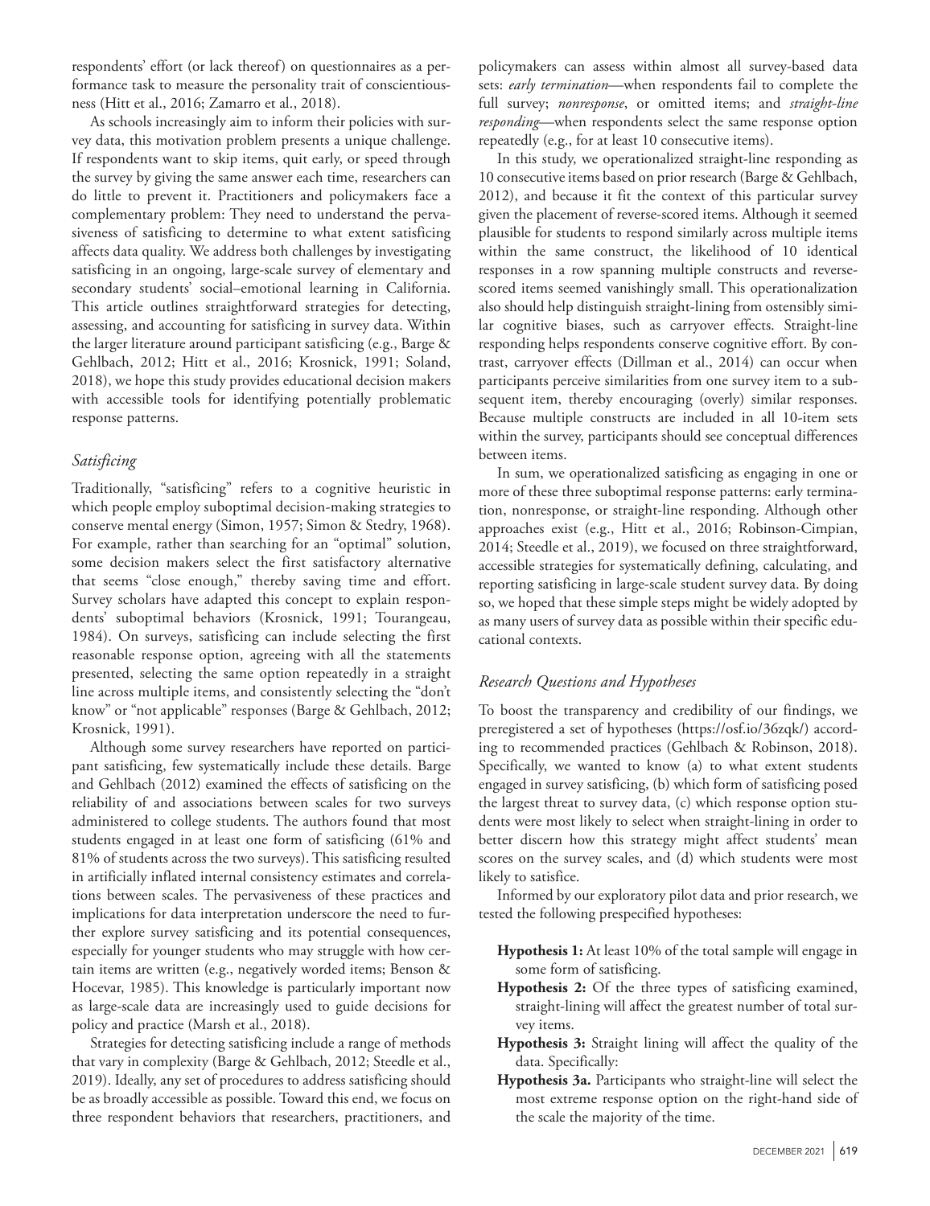respondents' effort (or lack thereof) on questionnaires as a performance task to measure the personality trait of conscientiousness (Hitt et al., 2016; Zamarro et al., 2018).

As schools increasingly aim to inform their policies with survey data, this motivation problem presents a unique challenge. If respondents want to skip items, quit early, or speed through the survey by giving the same answer each time, researchers can do little to prevent it. Practitioners and policymakers face a complementary problem: They need to understand the pervasiveness of satisficing to determine to what extent satisficing affects data quality. We address both challenges by investigating satisficing in an ongoing, large-scale survey of elementary and secondary students' social–emotional learning in California. This article outlines straightforward strategies for detecting, assessing, and accounting for satisficing in survey data. Within the larger literature around participant satisficing (e.g., Barge & Gehlbach, 2012; Hitt et al., 2016; Krosnick, 1991; Soland, 2018), we hope this study provides educational decision makers with accessible tools for identifying potentially problematic response patterns.

## *Satisficing*

Traditionally, "satisficing" refers to a cognitive heuristic in which people employ suboptimal decision-making strategies to conserve mental energy (Simon, 1957; Simon & Stedry, 1968). For example, rather than searching for an "optimal" solution, some decision makers select the first satisfactory alternative that seems "close enough," thereby saving time and effort. Survey scholars have adapted this concept to explain respondents' suboptimal behaviors (Krosnick, 1991; Tourangeau, 1984). On surveys, satisficing can include selecting the first reasonable response option, agreeing with all the statements presented, selecting the same option repeatedly in a straight line across multiple items, and consistently selecting the "don't know" or "not applicable" responses (Barge & Gehlbach, 2012; Krosnick, 1991).

Although some survey researchers have reported on participant satisficing, few systematically include these details. Barge and Gehlbach (2012) examined the effects of satisficing on the reliability of and associations between scales for two surveys administered to college students. The authors found that most students engaged in at least one form of satisficing (61% and 81% of students across the two surveys). This satisficing resulted in artificially inflated internal consistency estimates and correlations between scales. The pervasiveness of these practices and implications for data interpretation underscore the need to further explore survey satisficing and its potential consequences, especially for younger students who may struggle with how certain items are written (e.g., negatively worded items; Benson & Hocevar, 1985). This knowledge is particularly important now as large-scale data are increasingly used to guide decisions for policy and practice (Marsh et al., 2018).

Strategies for detecting satisficing include a range of methods that vary in complexity (Barge & Gehlbach, 2012; Steedle et al., 2019). Ideally, any set of procedures to address satisficing should be as broadly accessible as possible. Toward this end, we focus on three respondent behaviors that researchers, practitioners, and policymakers can assess within almost all survey-based data sets: *early termination*—when respondents fail to complete the full survey; *nonresponse*, or omitted items; and *straight-line responding*—when respondents select the same response option repeatedly (e.g., for at least 10 consecutive items).

In this study, we operationalized straight-line responding as 10 consecutive items based on prior research (Barge & Gehlbach, 2012), and because it fit the context of this particular survey given the placement of reverse-scored items. Although it seemed plausible for students to respond similarly across multiple items within the same construct, the likelihood of 10 identical responses in a row spanning multiple constructs and reverse-scored items seemed vanishingly small. This operationalization also should help distinguish straight-lining from ostensibly similar cognitive biases, such as carryover effects. Straight-line responding helps respondents conserve cognitive effort. By contrast, carryover effects (Dillman et al., 2014) can occur when participants perceive similarities from one survey item to a subsequent item, thereby encouraging (overly) similar responses. Because multiple constructs are included in all 10-item sets within the survey, participants should see conceptual differences between items.

In sum, we operationalized satisficing as engaging in one or more of these three suboptimal response patterns: early termination, nonresponse, or straight-line responding. Although other approaches exist (e.g., Hitt et al., 2016; Robinson-Cimpian, 2014; Steedle et al., 2019), we focused on three straightforward, accessible strategies for systematically defining, calculating, and reporting satisficing in large-scale student survey data. By doing so, we hoped that these simple steps might be widely adopted by as many users of survey data as possible within their specific educational contexts.

## *Research Questions and Hypotheses*

To boost the transparency and credibility of our findings, we preregistered a set of hypotheses (https://osf.io/36zqk/) according to recommended practices (Gehlbach & Robinson, 2018). Specifically, we wanted to know (a) to what extent students engaged in survey satisficing, (b) which form of satisficing posed the largest threat to survey data, (c) which response option students were most likely to select when straight-lining in order to better discern how this strategy might affect students' mean scores on the survey scales, and (d) which students were most likely to satisfice.

Informed by our exploratory pilot data and prior research, we tested the following prespecified hypotheses:

- **Hypothesis 1:** At least 10% of the total sample will engage in some form of satisficing.
- **Hypothesis 2:** Of the three types of satisficing examined, straight-lining will affect the greatest number of total survey items.
- **Hypothesis 3:** Straight lining will affect the quality of the data. Specifically:
- **Hypothesis 3a.** Participants who straight-line will select the most extreme response option on the right-hand side of the scale the majority of the time.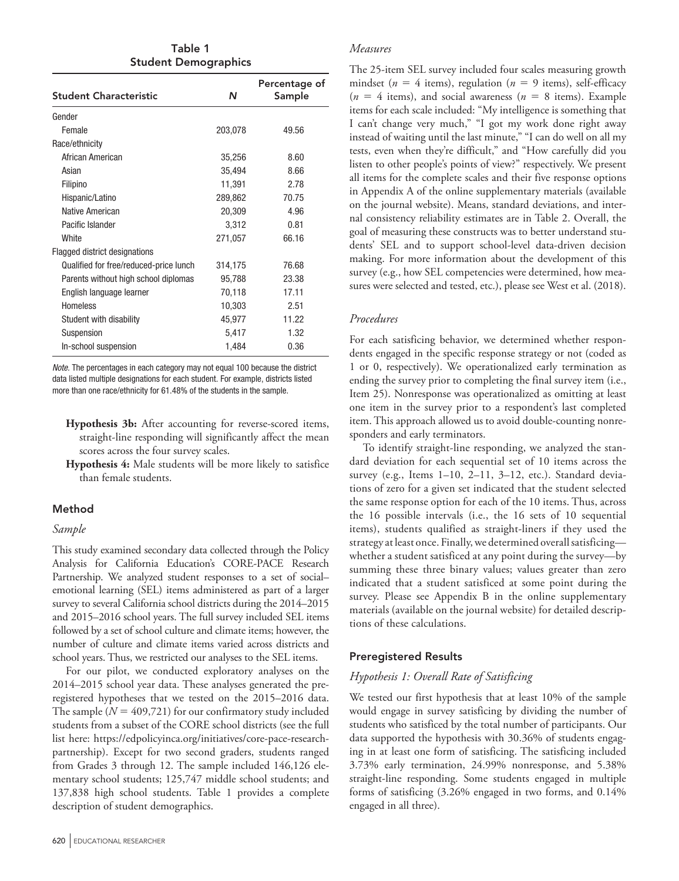**Table 1**
**Student Demographics**

| Student Characteristic | *N* | Percentage of Sample |
|---|---|---|
| Gender | | |
| Female | 203,078 | 49.56 |
| Race/ethnicity | | |
| African American | 35,256 | 8.60 |
| Asian | 35,494 | 8.66 |
| Filipino | 11,391 | 2.78 |
| Hispanic/Latino | 289,862 | 70.75 |
| Native American | 20,309 | 4.96 |
| Pacific Islander | 3,312 | 0.81 |
| White | 271,057 | 66.16 |
| Flagged district designations | | |
| Qualified for free/reduced-price lunch | 314,175 | 76.68 |
| Parents without high school diplomas | 95,788 | 23.38 |
| English language learner | 70,118 | 17.11 |
| Homeless | 10,303 | 2.51 |
| Student with disability | 45,977 | 11.22 |
| Suspension | 5,417 | 1.32 |
| In-school suspension | 1,484 | 0.36 |

*Note.* The percentages in each category may not equal 100 because the district data listed multiple designations for each student. For example, districts listed more than one race/ethnicity for 61.48% of the students in the sample.

- **Hypothesis 3b:** After accounting for reverse-scored items, straight-line responding will significantly affect the mean scores across the four survey scales.
- **Hypothesis 4:** Male students will be more likely to satisfice than female students.

## Method

### *Sample*

This study examined secondary data collected through the Policy Analysis for California Education's CORE-PACE Research Partnership. We analyzed student responses to a set of social–emotional learning (SEL) items administered as part of a larger survey to several California school districts during the 2014–2015 and 2015–2016 school years. The full survey included SEL items followed by a set of school culture and climate items; however, the number of culture and climate items varied across districts and school years. Thus, we restricted our analyses to the SEL items.

For our pilot, we conducted exploratory analyses on the 2014–2015 school year data. These analyses generated the preregistered hypotheses that we tested on the 2015–2016 data. The sample ($N = 409{,}721$) for our confirmatory study included students from a subset of the CORE school districts (see the full list here: https://edpolicyinca.org/initiatives/core-pace-research-partnership). Except for two second graders, students ranged from Grades 3 through 12. The sample included 146,126 elementary school students; 125,747 middle school students; and 137,838 high school students. Table 1 provides a complete description of student demographics.

### *Measures*

The 25-item SEL survey included four scales measuring growth mindset ($n = 4$ items), regulation ($n = 9$ items), self-efficacy ($n = 4$ items), and social awareness ($n = 8$ items). Example items for each scale included: "My intelligence is something that I can't change very much," "I got my work done right away instead of waiting until the last minute," "I can do well on all my tests, even when they're difficult," and "How carefully did you listen to other people's points of view?" respectively. We present all items for the complete scales and their five response options in Appendix A of the online supplementary materials (available on the journal website). Means, standard deviations, and internal consistency reliability estimates are in Table 2. Overall, the goal of measuring these constructs was to better understand students' SEL and to support school-level data-driven decision making. For more information about the development of this survey (e.g., how SEL competencies were determined, how measures were selected and tested, etc.), please see West et al. (2018).

### *Procedures*

For each satisficing behavior, we determined whether respondents engaged in the specific response strategy or not (coded as 1 or 0, respectively). We operationalized early termination as ending the survey prior to completing the final survey item (i.e., Item 25). Nonresponse was operationalized as omitting at least one item in the survey prior to a respondent's last completed item. This approach allowed us to avoid double-counting nonresponders and early terminators.

To identify straight-line responding, we analyzed the standard deviation for each sequential set of 10 items across the survey (e.g., Items 1–10, 2–11, 3–12, etc.). Standard deviations of zero for a given set indicated that the student selected the same response option for each of the 10 items. Thus, across the 16 possible intervals (i.e., the 16 sets of 10 sequential items), students qualified as straight-liners if they used the strategy at least once. Finally, we determined overall satisficing—whether a student satisficed at any point during the survey—by summing these three binary values; values greater than zero indicated that a student satisficed at some point during the survey. Please see Appendix B in the online supplementary materials (available on the journal website) for detailed descriptions of these calculations.

## Preregistered Results

### *Hypothesis 1: Overall Rate of Satisficing*

We tested our first hypothesis that at least 10% of the sample would engage in survey satisficing by dividing the number of students who satisficed by the total number of participants. Our data supported the hypothesis with 30.36% of students engaging in at least one form of satisficing. The satisficing included 3.73% early termination, 24.99% nonresponse, and 5.38% straight-line responding. Some students engaged in multiple forms of satisficing (3.26% engaged in two forms, and 0.14% engaged in all three).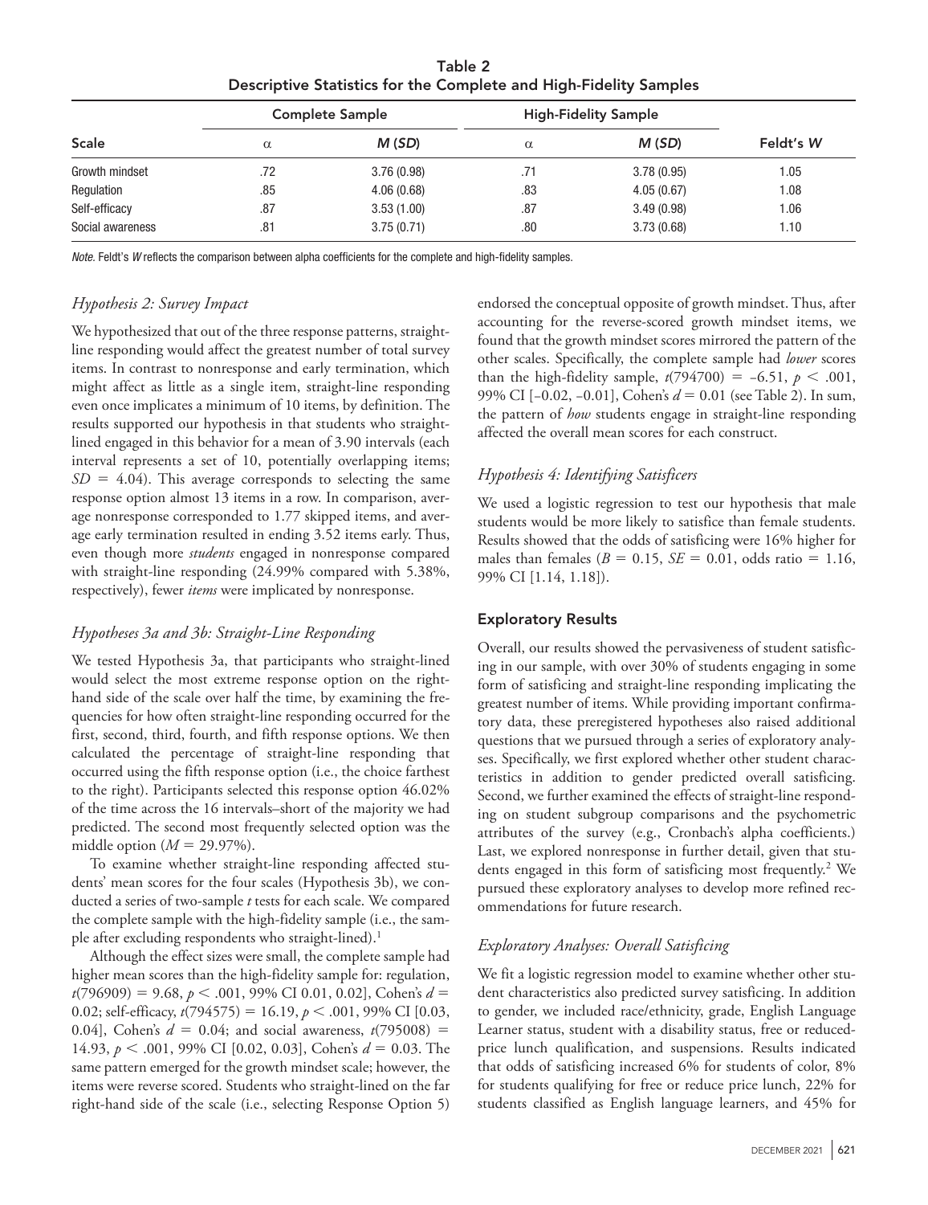Table 2
Descriptive Statistics for the Complete and High-Fidelity Samples

| Scale | Complete Sample |  | High-Fidelity Sample |  | Feldt's $W$ |
|---|---|---|---|---|---|
|  | α | $M$ ($SD$) | α | $M$ ($SD$) |  |
| Growth mindset | .72 | 3.76 (0.98) | .71 | 3.78 (0.95) | 1.05 |
| Regulation | .85 | 4.06 (0.68) | .83 | 4.05 (0.67) | 1.08 |
| Self-efficacy | .87 | 3.53 (1.00) | .87 | 3.49 (0.98) | 1.06 |
| Social awareness | .81 | 3.75 (0.71) | .80 | 3.73 (0.68) | 1.10 |

*Note.* Feldt's $W$ reflects the comparison between alpha coefficients for the complete and high-fidelity samples.

### *Hypothesis 2: Survey Impact*

We hypothesized that out of the three response patterns, straight-line responding would affect the greatest number of total survey items. In contrast to nonresponse and early termination, which might affect as little as a single item, straight-line responding even once implicates a minimum of 10 items, by definition. The results supported our hypothesis in that students who straight-lined engaged in this behavior for a mean of 3.90 intervals (each interval represents a set of 10, potentially overlapping items; $SD = 4.04$). This average corresponds to selecting the same response option almost 13 items in a row. In comparison, average nonresponse corresponded to 1.77 skipped items, and average early termination resulted in ending 3.52 items early. Thus, even though more *students* engaged in nonresponse compared with straight-line responding (24.99% compared with 5.38%, respectively), fewer *items* were implicated by nonresponse.

### *Hypotheses 3a and 3b: Straight-Line Responding*

We tested Hypothesis 3a, that participants who straight-lined would select the most extreme response option on the right-hand side of the scale over half the time, by examining the frequencies for how often straight-line responding occurred for the first, second, third, fourth, and fifth response options. We then calculated the percentage of straight-line responding that occurred using the fifth response option (i.e., the choice farthest to the right). Participants selected this response option 46.02% of the time across the 16 intervals–short of the majority we had predicted. The second most frequently selected option was the middle option ($M = 29.97\%$).

To examine whether straight-line responding affected students' mean scores for the four scales (Hypothesis 3b), we conducted a series of two-sample *t* tests for each scale. We compared the complete sample with the high-fidelity sample (i.e., the sample after excluding respondents who straight-lined).[1]

Although the effect sizes were small, the complete sample had higher mean scores than the high-fidelity sample for: regulation, $t(796909) = 9.68$, $p < .001$, 99% CI 0.01, 0.02], Cohen's $d = 0.02$; self-efficacy, $t(794575) = 16.19$, $p < .001$, 99% CI [0.03, 0.04], Cohen's $d = 0.04$; and social awareness, $t(795008) = 14.93$, $p < .001$, 99% CI [0.02, 0.03], Cohen's $d = 0.03$. The same pattern emerged for the growth mindset scale; however, the items were reverse scored. Students who straight-lined on the far right-hand side of the scale (i.e., selecting Response Option 5) endorsed the conceptual opposite of growth mindset. Thus, after accounting for the reverse-scored growth mindset items, we found that the growth mindset scores mirrored the pattern of the other scales. Specifically, the complete sample had *lower* scores than the high-fidelity sample, $t(794700) = -6.51$, $p < .001$, 99% CI [−0.02, −0.01], Cohen's $d = 0.01$ (see Table 2). In sum, the pattern of *how* students engage in straight-line responding affected the overall mean scores for each construct.

### *Hypothesis 4: Identifying Satisficers*

We used a logistic regression to test our hypothesis that male students would be more likely to satisfice than female students. Results showed that the odds of satisficing were 16% higher for males than females ($B = 0.15$, $SE = 0.01$, odds ratio = 1.16, 99% CI [1.14, 1.18]).

## Exploratory Results

Overall, our results showed the pervasiveness of student satisficing in our sample, with over 30% of students engaging in some form of satisficing and straight-line responding implicating the greatest number of items. While providing important confirmatory data, these preregistered hypotheses also raised additional questions that we pursued through a series of exploratory analyses. Specifically, we first explored whether other student characteristics in addition to gender predicted overall satisficing. Second, we further examined the effects of straight-line responding on student subgroup comparisons and the psychometric attributes of the survey (e.g., Cronbach's alpha coefficients.) Last, we explored nonresponse in further detail, given that students engaged in this form of satisficing most frequently.[2] We pursued these exploratory analyses to develop more refined recommendations for future research.

### *Exploratory Analyses: Overall Satisficing*

We fit a logistic regression model to examine whether other student characteristics also predicted survey satisficing. In addition to gender, we included race/ethnicity, grade, English Language Learner status, student with a disability status, free or reduced-price lunch qualification, and suspensions. Results indicated that odds of satisficing increased 6% for students of color, 8% for students qualifying for free or reduce price lunch, 22% for students classified as English language learners, and 45% for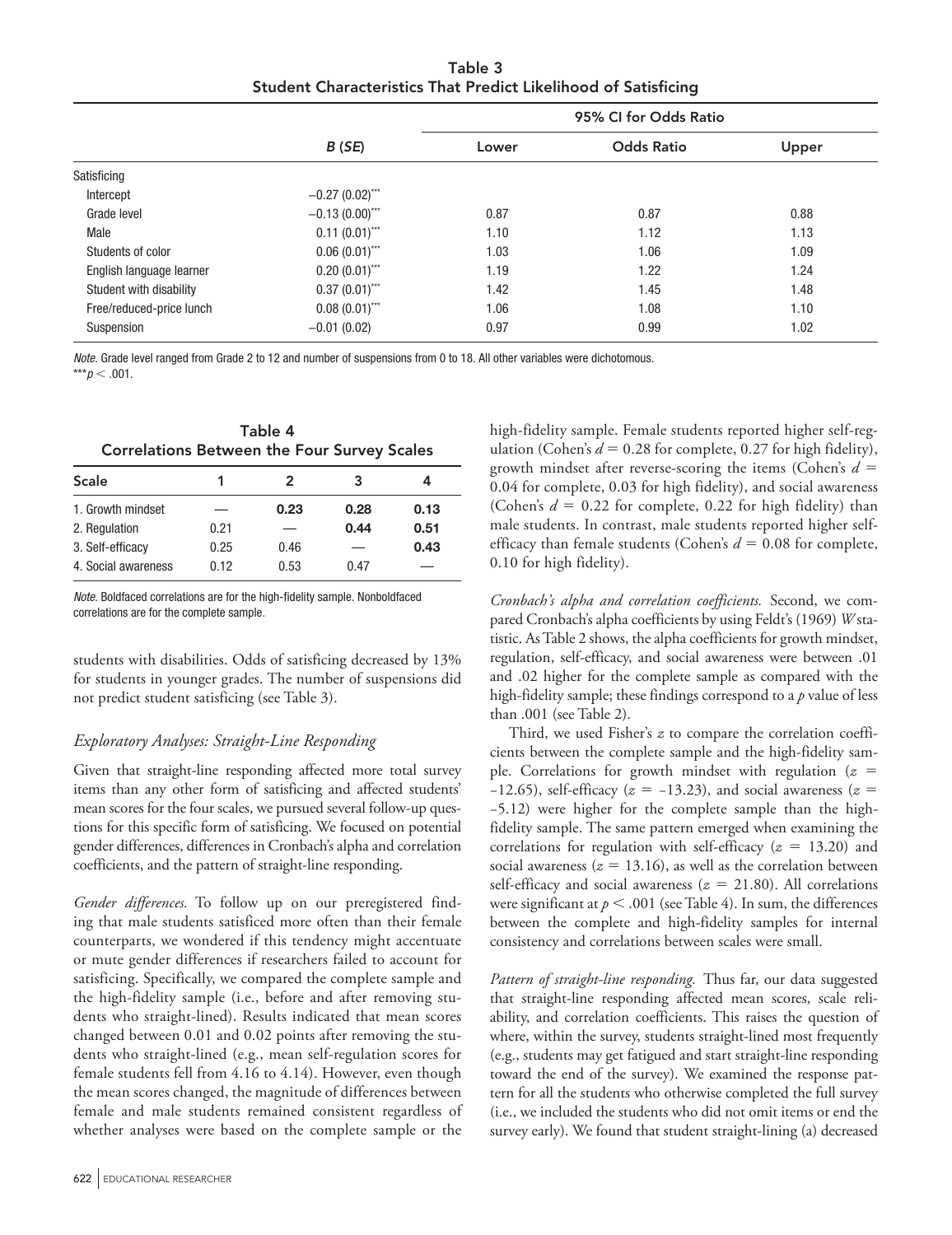**Table 3**
**Student Characteristics That Predict Likelihood of Satisficing**

| | *B* (*SE*) | 95% CI for Odds Ratio | | |
|---|---|---|---|---|
| | | Lower | Odds Ratio | Upper |
| Satisficing | | | | |
| Intercept | −0.27 (0.02)*** | | | |
| Grade level | −0.13 (0.00)*** | 0.87 | 0.87 | 0.88 |
| Male | 0.11 (0.01)*** | 1.10 | 1.12 | 1.13 |
| Students of color | 0.06 (0.01)*** | 1.03 | 1.06 | 1.09 |
| English language learner | 0.20 (0.01)*** | 1.19 | 1.22 | 1.24 |
| Student with disability | 0.37 (0.01)*** | 1.42 | 1.45 | 1.48 |
| Free/reduced-price lunch | 0.08 (0.01)*** | 1.06 | 1.08 | 1.10 |
| Suspension | −0.01 (0.02) | 0.97 | 0.99 | 1.02 |

*Note.* Grade level ranged from Grade 2 to 12 and number of suspensions from 0 to 18. All other variables were dichotomous.
***$p < .001$.

**Table 4**
**Correlations Between the Four Survey Scales**

| Scale | 1 | 2 | 3 | 4 |
|---|---|---|---|---|
| 1. Growth mindset | — | **0.23** | **0.28** | **0.13** |
| 2. Regulation | 0.21 | — | **0.44** | **0.51** |
| 3. Self-efficacy | 0.25 | 0.46 | — | **0.43** |
| 4. Social awareness | 0.12 | 0.53 | 0.47 | — |

*Note.* Boldfaced correlations are for the high-fidelity sample. Nonboldfaced correlations are for the complete sample.

students with disabilities. Odds of satisficing decreased by 13% for students in younger grades. The number of suspensions did not predict student satisficing (see Table 3).

### *Exploratory Analyses: Straight-Line Responding*

Given that straight-line responding affected more total survey items than any other form of satisficing and affected students' mean scores for the four scales, we pursued several follow-up questions for this specific form of satisficing. We focused on potential gender differences, differences in Cronbach's alpha and correlation coefficients, and the pattern of straight-line responding.

*Gender differences.* To follow up on our preregistered finding that male students satisficed more often than their female counterparts, we wondered if this tendency might accentuate or mute gender differences if researchers failed to account for satisficing. Specifically, we compared the complete sample and the high-fidelity sample (i.e., before and after removing students who straight-lined). Results indicated that mean scores changed between 0.01 and 0.02 points after removing the students who straight-lined (e.g., mean self-regulation scores for female students fell from 4.16 to 4.14). However, even though the mean scores changed, the magnitude of differences between female and male students remained consistent regardless of whether analyses were based on the complete sample or the high-fidelity sample. Female students reported higher self-regulation (Cohen's $d = 0.28$ for complete, 0.27 for high fidelity), growth mindset after reverse-scoring the items (Cohen's $d = 0.04$ for complete, 0.03 for high fidelity), and social awareness (Cohen's $d = 0.22$ for complete, 0.22 for high fidelity) than male students. In contrast, male students reported higher self-efficacy than female students (Cohen's $d = 0.08$ for complete, 0.10 for high fidelity).

*Cronbach's alpha and correlation coefficients.* Second, we compared Cronbach's alpha coefficients by using Feldt's (1969) *W* statistic. As Table 2 shows, the alpha coefficients for growth mindset, regulation, self-efficacy, and social awareness were between .01 and .02 higher for the complete sample as compared with the high-fidelity sample; these findings correspond to a *p* value of less than .001 (see Table 2).

Third, we used Fisher's *z* to compare the correlation coefficients between the complete sample and the high-fidelity sample. Correlations for growth mindset with regulation ($z = -12.65$), self-efficacy ($z = -13.23$), and social awareness ($z = -5.12$) were higher for the complete sample than the high-fidelity sample. The same pattern emerged when examining the correlations for regulation with self-efficacy ($z = 13.20$) and social awareness ($z = 13.16$), as well as the correlation between self-efficacy and social awareness ($z = 21.80$). All correlations were significant at $p < .001$ (see Table 4). In sum, the differences between the complete and high-fidelity samples for internal consistency and correlations between scales were small.

*Pattern of straight-line responding.* Thus far, our data suggested that straight-line responding affected mean scores, scale reliability, and correlation coefficients. This raises the question of where, within the survey, students straight-lined most frequently (e.g., students may get fatigued and start straight-line responding toward the end of the survey). We examined the response pattern for all the students who otherwise completed the full survey (i.e., we included the students who did not omit items or end the survey early). We found that student straight-lining (a) decreased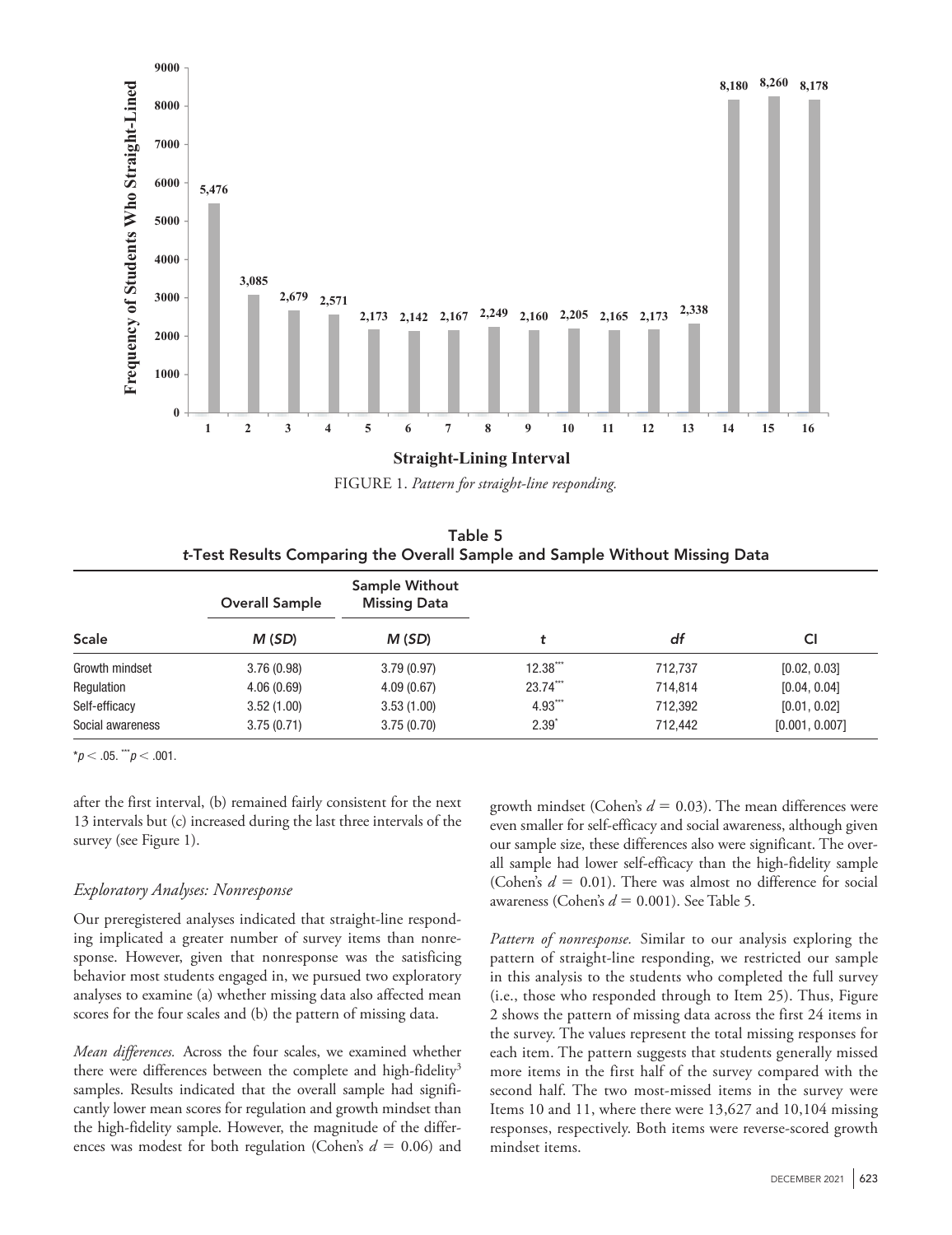FIGURE 1. *Pattern for straight-line responding.*

**Table 5**
***t*-Test Results Comparing the Overall Sample and Sample Without Missing Data**

| Scale | Overall Sample *M* (*SD*) | Sample Without Missing Data *M* (*SD*) | *t* | *df* | CI |
|---|---|---|---|---|---|
| Growth mindset | 3.76 (0.98) | 3.79 (0.97) | 12.38*** | 712,737 | [0.02, 0.03] |
| Regulation | 4.06 (0.69) | 4.09 (0.67) | 23.74*** | 714,814 | [0.04, 0.04] |
| Self-efficacy | 3.52 (1.00) | 3.53 (1.00) | 4.93*** | 712,392 | [0.01, 0.02] |
| Social awareness | 3.75 (0.71) | 3.75 (0.70) | 2.39* | 712,442 | [0.001, 0.007] |

*$p < .05$. ***$p < .001$.

after the first interval, (b) remained fairly consistent for the next 13 intervals but (c) increased during the last three intervals of the survey (see Figure 1).

### *Exploratory Analyses: Nonresponse*

Our preregistered analyses indicated that straight-line responding implicated a greater number of survey items than nonresponse. However, given that nonresponse was the satisficing behavior most students engaged in, we pursued two exploratory analyses to examine (a) whether missing data also affected mean scores for the four scales and (b) the pattern of missing data.

*Mean differences.* Across the four scales, we examined whether there were differences between the complete and high-fidelity[3] samples. Results indicated that the overall sample had significantly lower mean scores for regulation and growth mindset than the high-fidelity sample. However, the magnitude of the differences was modest for both regulation (Cohen's $d = 0.06$) and growth mindset (Cohen's $d = 0.03$). The mean differences were even smaller for self-efficacy and social awareness, although given our sample size, these differences also were significant. The overall sample had lower self-efficacy than the high-fidelity sample (Cohen's $d = 0.01$). There was almost no difference for social awareness (Cohen's $d = 0.001$). See Table 5.

*Pattern of nonresponse.* Similar to our analysis exploring the pattern of straight-line responding, we restricted our sample in this analysis to the students who completed the full survey (i.e., those who responded through to Item 25). Thus, Figure 2 shows the pattern of missing data across the first 24 items in the survey. The values represent the total missing responses for each item. The pattern suggests that students generally missed more items in the first half of the survey compared with the second half. The two most-missed items in the survey were Items 10 and 11, where there were 13,627 and 10,104 missing responses, respectively. Both items were reverse-scored growth mindset items.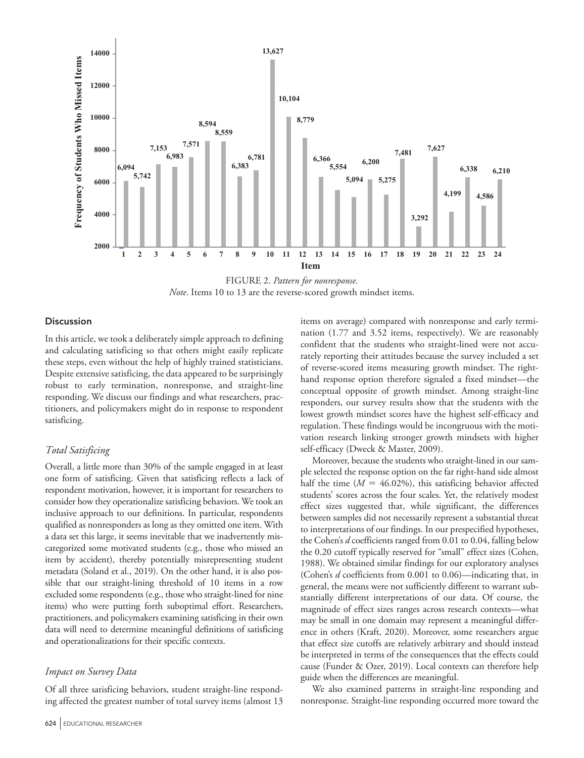FIGURE 2. *Pattern for nonresponse.*

*Note*. Items 10 to 13 are the reverse-scored growth mindset items.

## Discussion

In this article, we took a deliberately simple approach to defining and calculating satisficing so that others might easily replicate these steps, even without the help of highly trained statisticians. Despite extensive satisficing, the data appeared to be surprisingly robust to early termination, nonresponse, and straight-line responding. We discuss our findings and what researchers, practitioners, and policymakers might do in response to respondent satisficing.

### *Total Satisficing*

Overall, a little more than 30% of the sample engaged in at least one form of satisficing. Given that satisficing reflects a lack of respondent motivation, however, it is important for researchers to consider how they operationalize satisficing behaviors. We took an inclusive approach to our definitions. In particular, respondents qualified as nonresponders as long as they omitted one item. With a data set this large, it seems inevitable that we inadvertently miscategorized some motivated students (e.g., those who missed an item by accident), thereby potentially misrepresenting student metadata (Soland et al., 2019). On the other hand, it is also possible that our straight-lining threshold of 10 items in a row excluded some respondents (e.g., those who straight-lined for nine items) who were putting forth suboptimal effort. Researchers, practitioners, and policymakers examining satisficing in their own data will need to determine meaningful definitions of satisficing and operationalizations for their specific contexts.

### *Impact on Survey Data*

Of all three satisficing behaviors, student straight-line responding affected the greatest number of total survey items (almost 13 items on average) compared with nonresponse and early termination (1.77 and 3.52 items, respectively). We are reasonably confident that the students who straight-lined were not accurately reporting their attitudes because the survey included a set of reverse-scored items measuring growth mindset. The right-hand response option therefore signaled a fixed mindset—the conceptual opposite of growth mindset. Among straight-line responders, our survey results show that the students with the lowest growth mindset scores have the highest self-efficacy and regulation. These findings would be incongruous with the motivation research linking stronger growth mindsets with higher self-efficacy (Dweck & Master, 2009).

Moreover, because the students who straight-lined in our sample selected the response option on the far right-hand side almost half the time ($M$ = 46.02%), this satisficing behavior affected students' scores across the four scales. Yet, the relatively modest effect sizes suggested that, while significant, the differences between samples did not necessarily represent a substantial threat to interpretations of our findings. In our prespecified hypotheses, the Cohen's $d$ coefficients ranged from 0.01 to 0.04, falling below the 0.20 cutoff typically reserved for "small" effect sizes (Cohen, 1988). We obtained similar findings for our exploratory analyses (Cohen's $d$ coefficients from 0.001 to 0.06)—indicating that, in general, the means were not sufficiently different to warrant substantially different interpretations of our data. Of course, the magnitude of effect sizes ranges across research contexts—what may be small in one domain may represent a meaningful difference in others (Kraft, 2020). Moreover, some researchers argue that effect size cutoffs are relatively arbitrary and should instead be interpreted in terms of the consequences that the effects could cause (Funder & Ozer, 2019). Local contexts can therefore help guide when the differences are meaningful.

We also examined patterns in straight-line responding and nonresponse. Straight-line responding occurred more toward the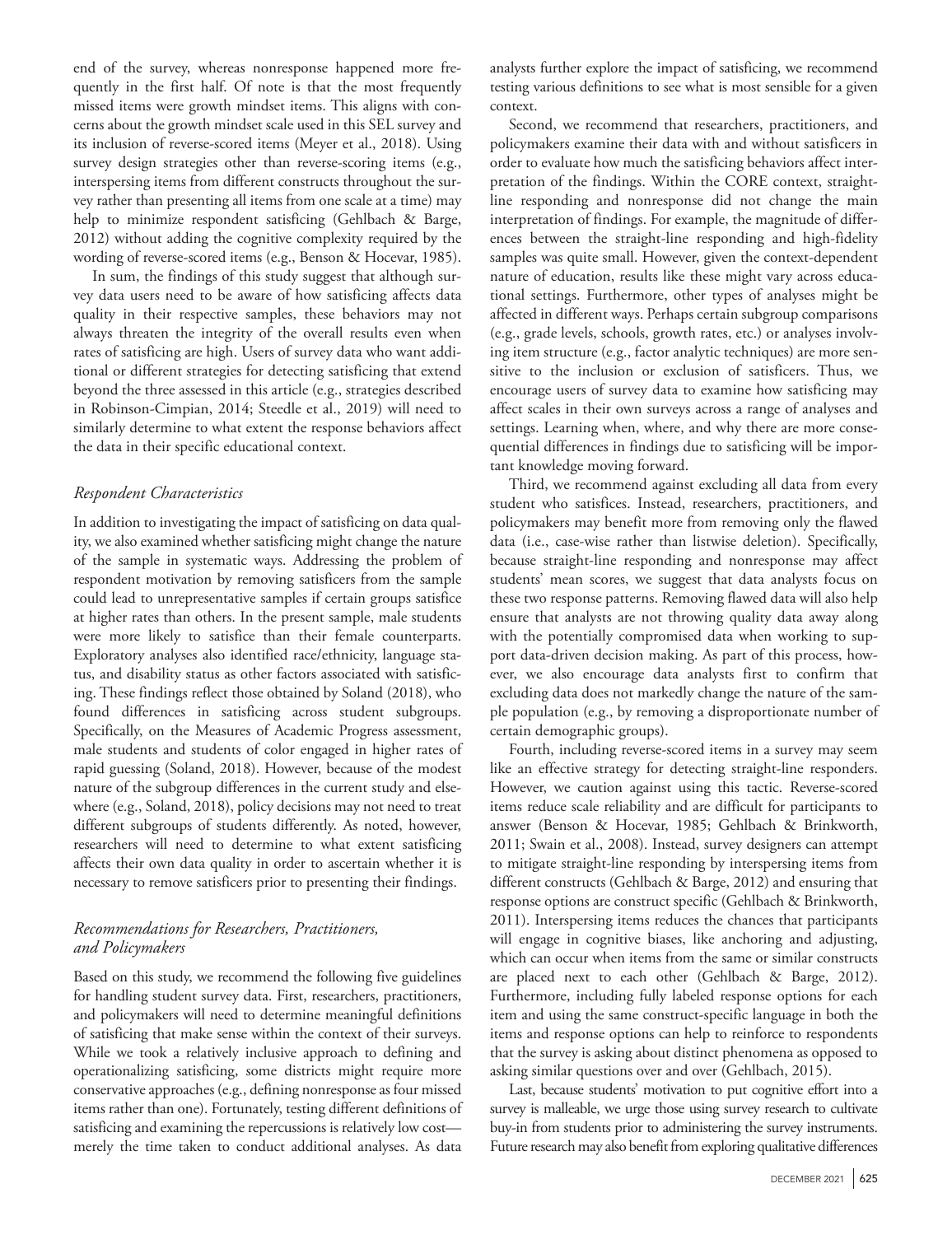end of the survey, whereas nonresponse happened more frequently in the first half. Of note is that the most frequently missed items were growth mindset items. This aligns with concerns about the growth mindset scale used in this SEL survey and its inclusion of reverse-scored items (Meyer et al., 2018). Using survey design strategies other than reverse-scoring items (e.g., interspersing items from different constructs throughout the survey rather than presenting all items from one scale at a time) may help to minimize respondent satisficing (Gehlbach & Barge, 2012) without adding the cognitive complexity required by the wording of reverse-scored items (e.g., Benson & Hocevar, 1985).

In sum, the findings of this study suggest that although survey data users need to be aware of how satisficing affects data quality in their respective samples, these behaviors may not always threaten the integrity of the overall results even when rates of satisficing are high. Users of survey data who want additional or different strategies for detecting satisficing that extend beyond the three assessed in this article (e.g., strategies described in Robinson-Cimpian, 2014; Steedle et al., 2019) will need to similarly determine to what extent the response behaviors affect the data in their specific educational context.

### *Respondent Characteristics*

In addition to investigating the impact of satisficing on data quality, we also examined whether satisficing might change the nature of the sample in systematic ways. Addressing the problem of respondent motivation by removing satisficers from the sample could lead to unrepresentative samples if certain groups satisfice at higher rates than others. In the present sample, male students were more likely to satisfice than their female counterparts. Exploratory analyses also identified race/ethnicity, language status, and disability status as other factors associated with satisficing. These findings reflect those obtained by Soland (2018), who found differences in satisficing across student subgroups. Specifically, on the Measures of Academic Progress assessment, male students and students of color engaged in higher rates of rapid guessing (Soland, 2018). However, because of the modest nature of the subgroup differences in the current study and elsewhere (e.g., Soland, 2018), policy decisions may not need to treat different subgroups of students differently. As noted, however, researchers will need to determine to what extent satisficing affects their own data quality in order to ascertain whether it is necessary to remove satisficers prior to presenting their findings.

### *Recommendations for Researchers, Practitioners, and Policymakers*

Based on this study, we recommend the following five guidelines for handling student survey data. First, researchers, practitioners, and policymakers will need to determine meaningful definitions of satisficing that make sense within the context of their surveys. While we took a relatively inclusive approach to defining and operationalizing satisficing, some districts might require more conservative approaches (e.g., defining nonresponse as four missed items rather than one). Fortunately, testing different definitions of satisficing and examining the repercussions is relatively low cost—merely the time taken to conduct additional analyses. As data analysts further explore the impact of satisficing, we recommend testing various definitions to see what is most sensible for a given context.

Second, we recommend that researchers, practitioners, and policymakers examine their data with and without satisficers in order to evaluate how much the satisficing behaviors affect interpretation of the findings. Within the CORE context, straight-line responding and nonresponse did not change the main interpretation of findings. For example, the magnitude of differences between the straight-line responding and high-fidelity samples was quite small. However, given the context-dependent nature of education, results like these might vary across educational settings. Furthermore, other types of analyses might be affected in different ways. Perhaps certain subgroup comparisons (e.g., grade levels, schools, growth rates, etc.) or analyses involving item structure (e.g., factor analytic techniques) are more sensitive to the inclusion or exclusion of satisficers. Thus, we encourage users of survey data to examine how satisficing may affect scales in their own surveys across a range of analyses and settings. Learning when, where, and why there are more consequential differences in findings due to satisficing will be important knowledge moving forward.

Third, we recommend against excluding all data from every student who satisfices. Instead, researchers, practitioners, and policymakers may benefit more from removing only the flawed data (i.e., case-wise rather than listwise deletion). Specifically, because straight-line responding and nonresponse may affect students' mean scores, we suggest that data analysts focus on these two response patterns. Removing flawed data will also help ensure that analysts are not throwing quality data away along with the potentially compromised data when working to support data-driven decision making. As part of this process, however, we also encourage data analysts first to confirm that excluding data does not markedly change the nature of the sample population (e.g., by removing a disproportionate number of certain demographic groups).

Fourth, including reverse-scored items in a survey may seem like an effective strategy for detecting straight-line responders. However, we caution against using this tactic. Reverse-scored items reduce scale reliability and are difficult for participants to answer (Benson & Hocevar, 1985; Gehlbach & Brinkworth, 2011; Swain et al., 2008). Instead, survey designers can attempt to mitigate straight-line responding by interspersing items from different constructs (Gehlbach & Barge, 2012) and ensuring that response options are construct specific (Gehlbach & Brinkworth, 2011). Interspersing items reduces the chances that participants will engage in cognitive biases, like anchoring and adjusting, which can occur when items from the same or similar constructs are placed next to each other (Gehlbach & Barge, 2012). Furthermore, including fully labeled response options for each item and using the same construct-specific language in both the items and response options can help to reinforce to respondents that the survey is asking about distinct phenomena as opposed to asking similar questions over and over (Gehlbach, 2015).

Last, because students' motivation to put cognitive effort into a survey is malleable, we urge those using survey research to cultivate buy-in from students prior to administering the survey instruments. Future research may also benefit from exploring qualitative differences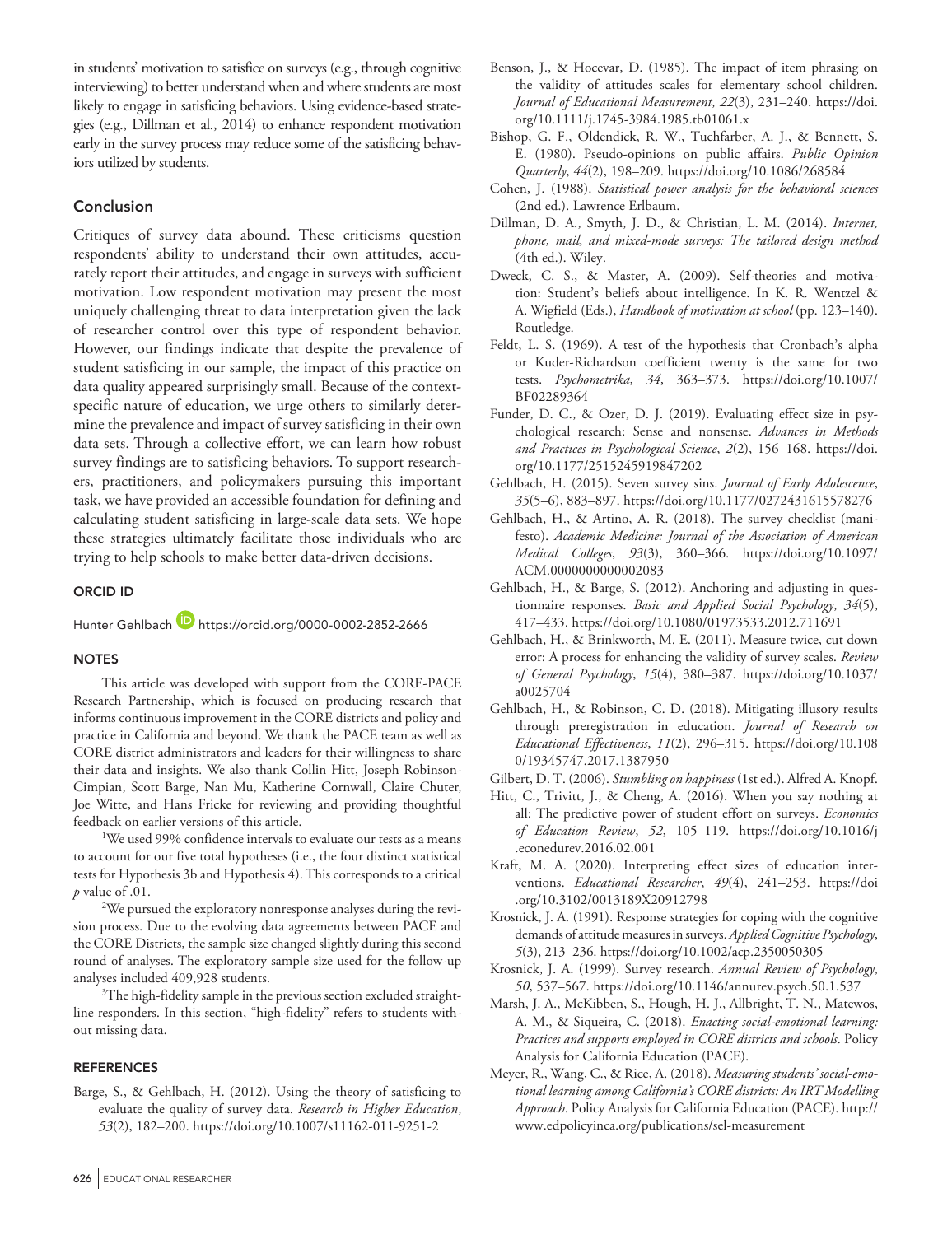in students' motivation to satisfice on surveys (e.g., through cognitive interviewing) to better understand when and where students are most likely to engage in satisficing behaviors. Using evidence-based strategies (e.g., Dillman et al., 2014) to enhance respondent motivation early in the survey process may reduce some of the satisficing behaviors utilized by students.

## Conclusion

Critiques of survey data abound. These criticisms question respondents' ability to understand their own attitudes, accurately report their attitudes, and engage in surveys with sufficient motivation. Low respondent motivation may present the most uniquely challenging threat to data interpretation given the lack of researcher control over this type of respondent behavior. However, our findings indicate that despite the prevalence of student satisficing in our sample, the impact of this practice on data quality appeared surprisingly small. Because of the context-specific nature of education, we urge others to similarly determine the prevalence and impact of survey satisficing in their own data sets. Through a collective effort, we can learn how robust survey findings are to satisficing behaviors. To support researchers, practitioners, and policymakers pursuing this important task, we have provided an accessible foundation for defining and calculating student satisficing in large-scale data sets. We hope these strategies ultimately facilitate those individuals who are trying to help schools to make better data-driven decisions.

### ORCID ID

Hunter Gehlbach https://orcid.org/0000-0002-2852-2666

### NOTES

This article was developed with support from the CORE-PACE Research Partnership, which is focused on producing research that informs continuous improvement in the CORE districts and policy and practice in California and beyond. We thank the PACE team as well as CORE district administrators and leaders for their willingness to share their data and insights. We also thank Collin Hitt, Joseph Robinson-Cimpian, Scott Barge, Nan Mu, Katherine Cornwall, Claire Chuter, Joe Witte, and Hans Fricke for reviewing and providing thoughtful feedback on earlier versions of this article.

[1]We used 99% confidence intervals to evaluate our tests as a means to account for our five total hypotheses (i.e., the four distinct statistical tests for Hypothesis 3b and Hypothesis 4). This corresponds to a critical *p* value of .01.

[2]We pursued the exploratory nonresponse analyses during the revision process. Due to the evolving data agreements between PACE and the CORE Districts, the sample size changed slightly during this second round of analyses. The exploratory sample size used for the follow-up analyses included 409,928 students.

[3]The high-fidelity sample in the previous section excluded straightline responders. In this section, "high-fidelity" refers to students without missing data.

### REFERENCES

Barge, S., & Gehlbach, H. (2012). Using the theory of satisficing to evaluate the quality of survey data. *Research in Higher Education*, *53*(2), 182–200. https://doi.org/10.1007/s11162-011-9251-2

Benson, J., & Hocevar, D. (1985). The impact of item phrasing on the validity of attitudes scales for elementary school children. *Journal of Educational Measurement*, *22*(3), 231–240. https://doi.org/10.1111/j.1745-3984.1985.tb01061.x

Bishop, G. F., Oldendick, R. W., Tuchfarber, A. J., & Bennett, S. E. (1980). Pseudo-opinions on public affairs. *Public Opinion Quarterly*, *44*(2), 198–209. https://doi.org/10.1086/268584

Cohen, J. (1988). *Statistical power analysis for the behavioral sciences* (2nd ed.). Lawrence Erlbaum.

Dillman, D. A., Smyth, J. D., & Christian, L. M. (2014). *Internet, phone, mail, and mixed-mode surveys: The tailored design method* (4th ed.). Wiley.

Dweck, C. S., & Master, A. (2009). Self-theories and motivation: Student's beliefs about intelligence. In K. R. Wentzel & A. Wigfield (Eds.), *Handbook of motivation at school* (pp. 123–140). Routledge.

Feldt, L. S. (1969). A test of the hypothesis that Cronbach's alpha or Kuder-Richardson coefficient twenty is the same for two tests. *Psychometrika*, *34*, 363–373. https://doi.org/10.1007/BF02289364

Funder, D. C., & Ozer, D. J. (2019). Evaluating effect size in psychological research: Sense and nonsense. *Advances in Methods and Practices in Psychological Science*, *2*(2), 156–168. https://doi.org/10.1177/2515245919847202

Gehlbach, H. (2015). Seven survey sins. *Journal of Early Adolescence*, *35*(5–6), 883–897. https://doi.org/10.1177/0272431615578276

Gehlbach, H., & Artino, A. R. (2018). The survey checklist (manifesto). *Academic Medicine: Journal of the Association of American Medical Colleges*, *93*(3), 360–366. https://doi.org/10.1097/ACM.0000000000002083

Gehlbach, H., & Barge, S. (2012). Anchoring and adjusting in questionnaire responses. *Basic and Applied Social Psychology*, *34*(5), 417–433. https://doi.org/10.1080/01973533.2012.711691

Gehlbach, H., & Brinkworth, M. E. (2011). Measure twice, cut down error: A process for enhancing the validity of survey scales. *Review of General Psychology*, *15*(4), 380–387. https://doi.org/10.1037/a0025704

Gehlbach, H., & Robinson, C. D. (2018). Mitigating illusory results through preregistration in education. *Journal of Research on Educational Effectiveness*, *11*(2), 296–315. https://doi.org/10.1080/19345747.2017.1387950

Gilbert, D. T. (2006). *Stumbling on happiness* (1st ed.). Alfred A. Knopf.

Hitt, C., Trivitt, J., & Cheng, A. (2016). When you say nothing at all: The predictive power of student effort on surveys. *Economics of Education Review*, *52*, 105–119. https://doi.org/10.1016/j.econedurev.2016.02.001

Kraft, M. A. (2020). Interpreting effect sizes of education interventions. *Educational Researcher*, *49*(4), 241–253. https://doi.org/10.3102/0013189X20912798

Krosnick, J. A. (1991). Response strategies for coping with the cognitive demands of attitude measures in surveys. *Applied Cognitive Psychology*, *5*(3), 213–236. https://doi.org/10.1002/acp.2350050305

Krosnick, J. A. (1999). Survey research. *Annual Review of Psychology*, *50*, 537–567. https://doi.org/10.1146/annurev.psych.50.1.537

Marsh, J. A., McKibben, S., Hough, H. J., Allbright, T. N., Matewos, A. M., & Siqueira, C. (2018). *Enacting social-emotional learning: Practices and supports employed in CORE districts and schools*. Policy Analysis for California Education (PACE).

Meyer, R., Wang, C., & Rice, A. (2018). *Measuring students' social-emotional learning among California's CORE districts: An IRT Modelling Approach*. Policy Analysis for California Education (PACE). http://www.edpolicyinca.org/publications/sel-measurement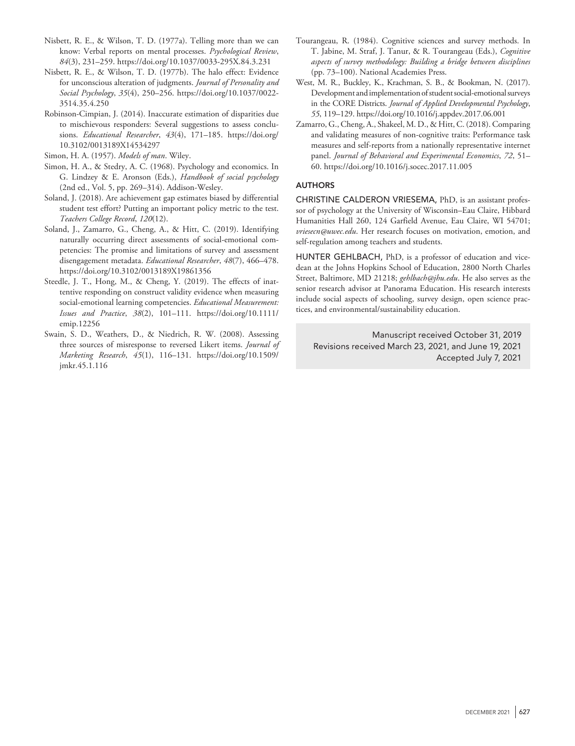Nisbett, R. E., & Wilson, T. D. (1977a). Telling more than we can know: Verbal reports on mental processes. *Psychological Review*, *84*(3), 231–259. https://doi.org/10.1037/0033-295X.84.3.231

Nisbett, R. E., & Wilson, T. D. (1977b). The halo effect: Evidence for unconscious alteration of judgments. *Journal of Personality and Social Psychology*, *35*(4), 250–256. https://doi.org/10.1037/0022-3514.35.4.250

Robinson-Cimpian, J. (2014). Inaccurate estimation of disparities due to mischievous responders: Several suggestions to assess conclusions. *Educational Researcher*, *43*(4), 171–185. https://doi.org/10.3102/0013189X14534297

Simon, H. A. (1957). *Models of man*. Wiley.

Simon, H. A., & Stedry, A. C. (1968). Psychology and economics. In G. Lindzey & E. Aronson (Eds.), *Handbook of social psychology* (2nd ed., Vol. 5, pp. 269–314). Addison-Wesley.

Soland, J. (2018). Are achievement gap estimates biased by differential student test effort? Putting an important policy metric to the test. *Teachers College Record*, *120*(12).

Soland, J., Zamarro, G., Cheng, A., & Hitt, C. (2019). Identifying naturally occurring direct assessments of social-emotional competencies: The promise and limitations of survey and assessment disengagement metadata. *Educational Researcher*, *48*(7), 466–478. https://doi.org/10.3102/0013189X19861356

Steedle, J. T., Hong, M., & Cheng, Y. (2019). The effects of inattentive responding on construct validity evidence when measuring social-emotional learning competencies. *Educational Measurement: Issues and Practice*, *38*(2), 101–111. https://doi.org/10.1111/emip.12256

Swain, S. D., Weathers, D., & Niedrich, R. W. (2008). Assessing three sources of misresponse to reversed Likert items. *Journal of Marketing Research*, *45*(1), 116–131. https://doi.org/10.1509/jmkr.45.1.116

Tourangeau, R. (1984). Cognitive sciences and survey methods. In T. Jabine, M. Straf, J. Tanur, & R. Tourangeau (Eds.), *Cognitive aspects of survey methodology: Building a bridge between disciplines* (pp. 73–100). National Academies Press.

West, M. R., Buckley, K., Krachman, S. B., & Bookman, N. (2017). Development and implementation of student social-emotional surveys in the CORE Districts. *Journal of Applied Developmental Psychology*, *55*, 119–129. https://doi.org/10.1016/j.appdev.2017.06.001

Zamarro, G., Cheng, A., Shakeel, M. D., & Hitt, C. (2018). Comparing and validating measures of non-cognitive traits: Performance task measures and self-reports from a nationally representative internet panel. *Journal of Behavioral and Experimental Economics*, *72*, 51–60. https://doi.org/10.1016/j.socec.2017.11.005

## AUTHORS

CHRISTINE CALDERON VRIESEMA, PhD, is an assistant professor of psychology at the University of Wisconsin–Eau Claire, Hibbard Humanities Hall 260, 124 Garfield Avenue, Eau Claire, WI 54701; *vriesecn@uwec.edu*. Her research focuses on motivation, emotion, and self-regulation among teachers and students.

HUNTER GEHLBACH, PhD, is a professor of education and vice-dean at the Johns Hopkins School of Education, 2800 North Charles Street, Baltimore, MD 21218; *gehlbach@jhu.edu*. He also serves as the senior research advisor at Panorama Education. His research interests include social aspects of schooling, survey design, open science practices, and environmental/sustainability education.

Manuscript received October 31, 2019
Revisions received March 23, 2021, and June 19, 2021
Accepted July 7, 2021